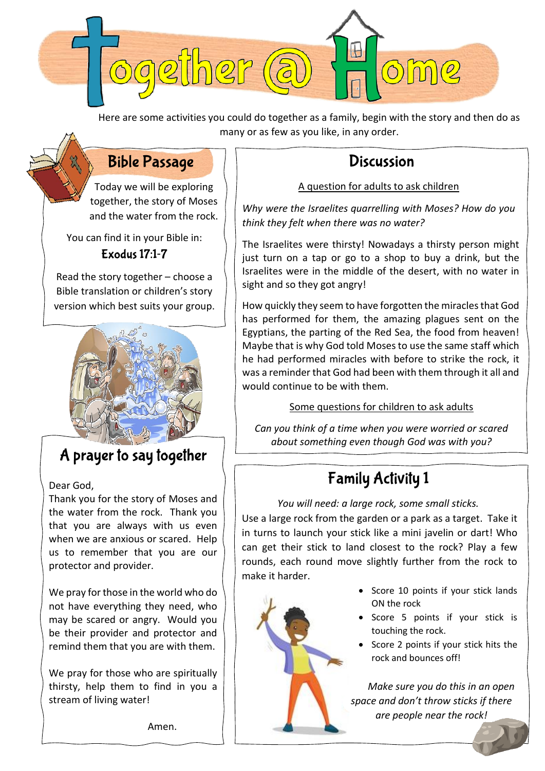# Together @ Home

Here are some activities you could do together as a family, begin with the story and then do as many or as few as you like, in any order.

## Bible Passage

Today we will be exploring together, the story of Moses and the water from the rock.

You can find it in your Bible in:

**Exodus 17:1-7**

Read the story together – choose a Bible translation or children's story version which best suits your group.

## A prayer to say together

Dear God,
Thank you for the story of Moses and the water from the rock. Thank you that you are always with us even when we are anxious or scared. Help us to remember that you are our protector and provider.

We pray for those in the world who do not have everything they need, who may be scared or angry. Would you be their provider and protector and remind them that you are with them.

We pray for those who are spiritually thirsty, help them to find in you a stream of living water!

Amen.

## Discussion

A question for adults to ask children

*Why were the Israelites quarrelling with Moses? How do you think they felt when there was no water?*

The Israelites were thirsty! Nowadays a thirsty person might just turn on a tap or go to a shop to buy a drink, but the Israelites were in the middle of the desert, with no water in sight and so they got angry!

How quickly they seem to have forgotten the miracles that God has performed for them, the amazing plagues sent on the Egyptians, the parting of the Red Sea, the food from heaven! Maybe that is why God told Moses to use the same staff which he had performed miracles with before to strike the rock, it was a reminder that God had been with them through it all and would continue to be with them.

Some questions for children to ask adults

*Can you think of a time when you were worried or scared about something even though God was with you?*

## Family Activity 1

*You will need: a large rock, some small sticks.*

Use a large rock from the garden or a park as a target. Take it in turns to launch your stick like a mini javelin or dart! Who can get their stick to land closest to the rock? Play a few rounds, each round move slightly further from the rock to make it harder.

- Score 10 points if your stick lands ON the rock
- Score 5 points if your stick is touching the rock.
- Score 2 points if your stick hits the rock and bounces off!

*Make sure you do this in an open space and don't throw sticks if there are people near the rock!*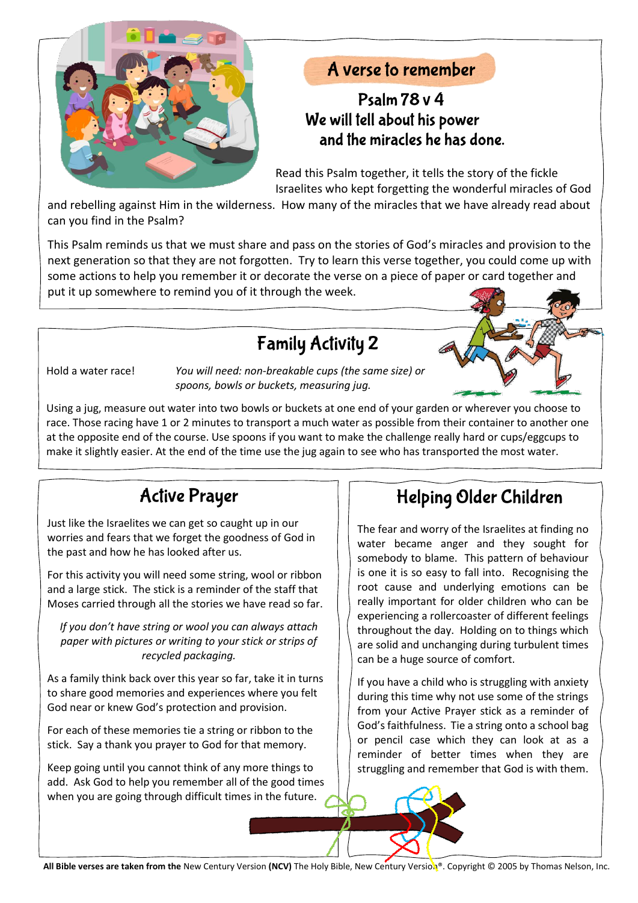## A verse to remember

**Psalm 78 v 4**
**We will tell about his power and the miracles he has done.**

Read this Psalm together, it tells the story of the fickle Israelites who kept forgetting the wonderful miracles of God and rebelling against Him in the wilderness. How many of the miracles that we have already read about can you find in the Psalm?

This Psalm reminds us that we must share and pass on the stories of God's miracles and provision to the next generation so that they are not forgotten. Try to learn this verse together, you could come up with some actions to help you remember it or decorate the verse on a piece of paper or card together and put it up somewhere to remind you of it through the week.

## Family Activity 2

Hold a water race!

*You will need: non-breakable cups (the same size) or spoons, bowls or buckets, measuring jug.*

Using a jug, measure out water into two bowls or buckets at one end of your garden or wherever you choose to race. Those racing have 1 or 2 minutes to transport a much water as possible from their container to another one at the opposite end of the course. Use spoons if you want to make the challenge really hard or cups/eggcups to make it slightly easier. At the end of the time use the jug again to see who has transported the most water.

## Active Prayer

Just like the Israelites we can get so caught up in our worries and fears that we forget the goodness of God in the past and how he has looked after us.

For this activity you will need some string, wool or ribbon and a large stick. The stick is a reminder of the staff that Moses carried through all the stories we have read so far.

*If you don't have string or wool you can always attach paper with pictures or writing to your stick or strips of recycled packaging.*

As a family think back over this year so far, take it in turns to share good memories and experiences where you felt God near or knew God's protection and provision.

For each of these memories tie a string or ribbon to the stick. Say a thank you prayer to God for that memory.

Keep going until you cannot think of any more things to add. Ask God to help you remember all of the good times when you are going through difficult times in the future.

## Helping Older Children

The fear and worry of the Israelites at finding no water became anger and they sought for somebody to blame. This pattern of behaviour is one it is so easy to fall into. Recognising the root cause and underlying emotions can be really important for older children who can be experiencing a rollercoaster of different feelings throughout the day. Holding on to things which are solid and unchanging during turbulent times can be a huge source of comfort.

If you have a child who is struggling with anxiety during this time why not use some of the strings from your Active Prayer stick as a reminder of God's faithfulness. Tie a string onto a school bag or pencil case which they can look at as a reminder of better times when they are struggling and remember that God is with them.

**All Bible verses are taken from the** New Century Version **(NCV)** The Holy Bible, New Century Version®. Copyright © 2005 by Thomas Nelson, Inc.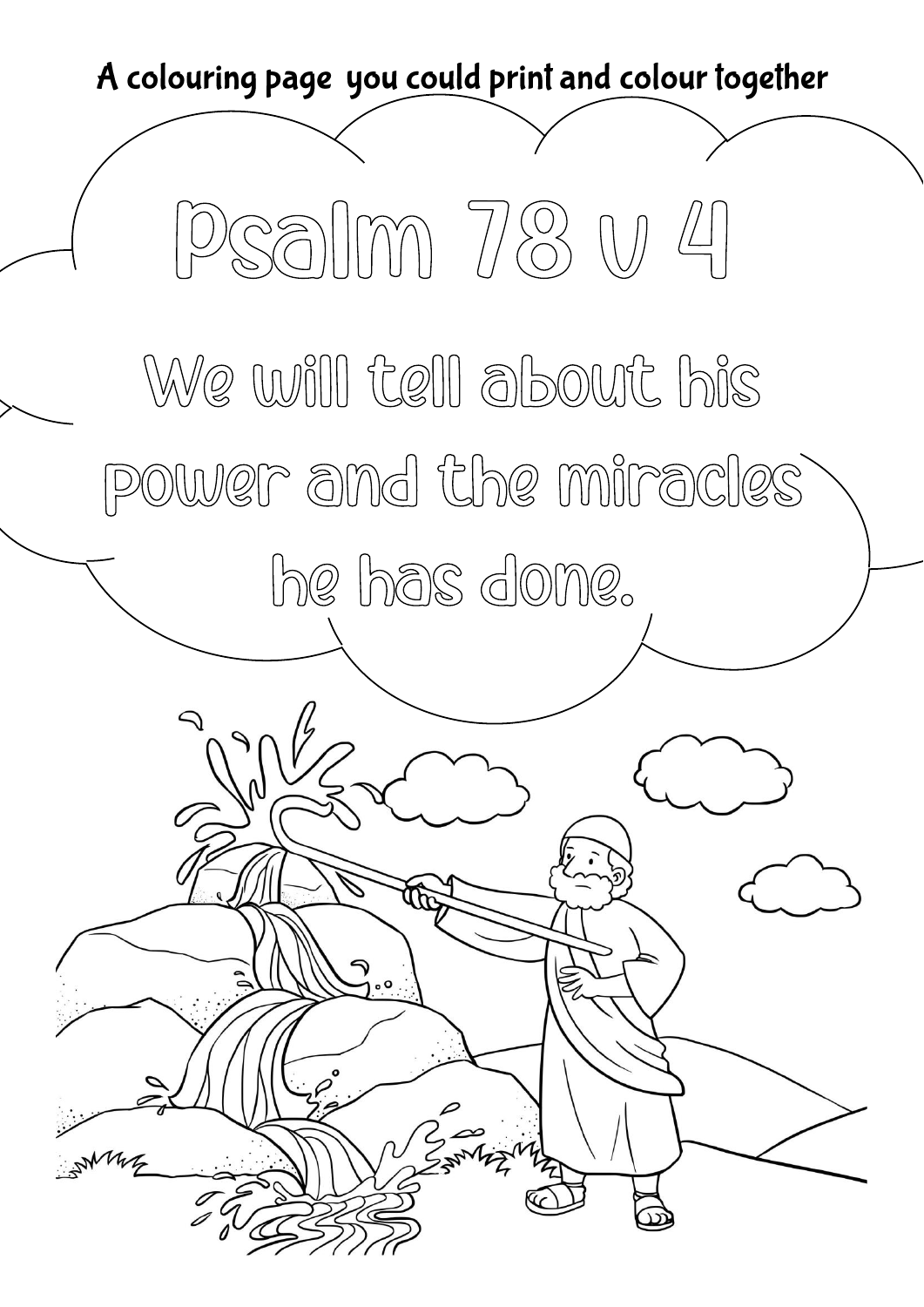A colouring page you could print and colour together

# Psalm 78 v 4

We will tell about his power and the miracles he has done.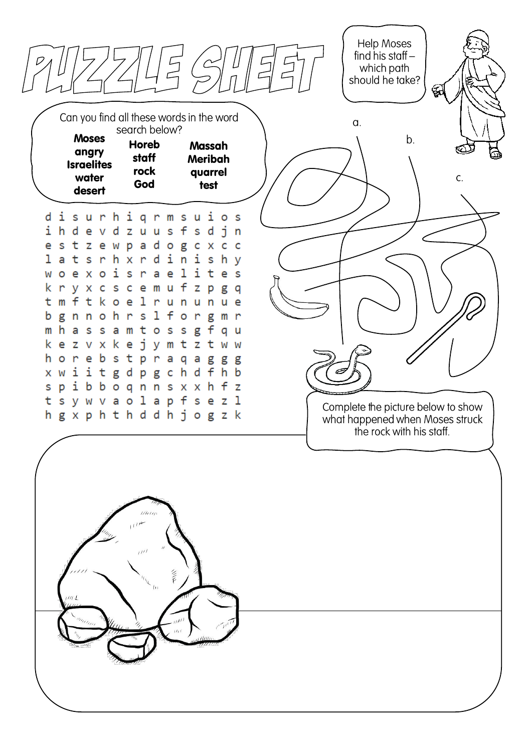# PUZZLE SHEET

Can you find all these words in the word search below?

**Moses**
**angry**
**Israelites**
**water**
**desert**

**Horeb**
**staff**
**rock**
**God**

**Massah**
**Meribah**
**quarrel**
**test**

```
d i s u r h i q r m s u i o s
i h d e v d z u u s f s d j n
e s t z e w p a d o g c x c c
l a t s r h x r d i n i s h y
w o e x o i s r a e l i t e s
k r y x c s c e m u f z p g q
t m f t k o e l r u n u n u e
b g n n o h r s l f o r g m r
m h a s s a m t o s s g f q u
k e z v x k e j y m t z t w w
h o r e b s t p r a q a g g g
x w i i t g d p g c h d f h b
s p i b b o q n n s x x h f z
t s y w v a o l a p f s e z l
h g x p h t h d d h j o g z k
```

Help Moses find his staff – which path should he take?

a.

b.

c.

Complete the picture below to show what happened when Moses struck the rock with his staff.